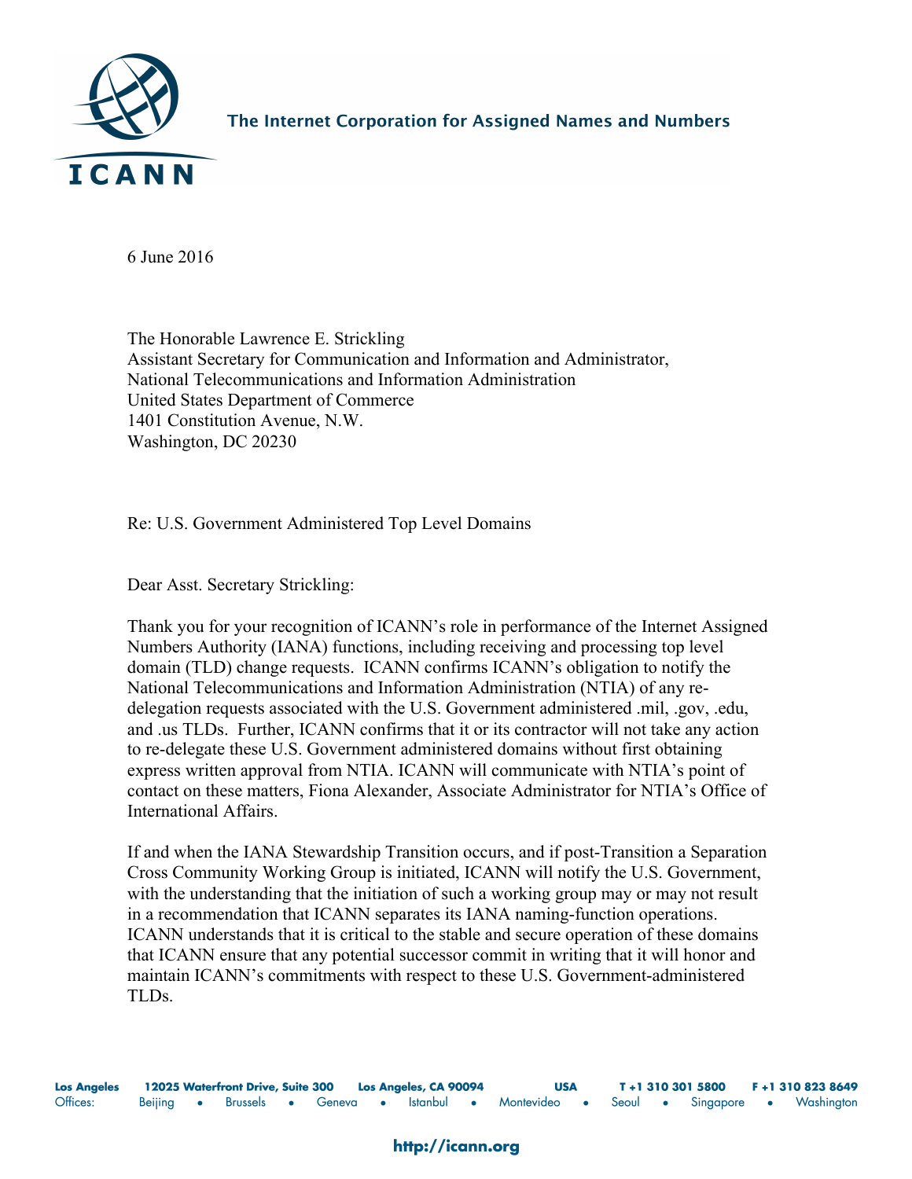The Internet Corporation for Assigned Names and Numbers

6 June 2016

The Honorable Lawrence E. Strickling
Assistant Secretary for Communication and Information and Administrator,
National Telecommunications and Information Administration
United States Department of Commerce
1401 Constitution Avenue, N.W.
Washington, DC 20230

Re: U.S. Government Administered Top Level Domains

Dear Asst. Secretary Strickling:

Thank you for your recognition of ICANN's role in performance of the Internet Assigned Numbers Authority (IANA) functions, including receiving and processing top level domain (TLD) change requests. ICANN confirms ICANN's obligation to notify the National Telecommunications and Information Administration (NTIA) of any re-delegation requests associated with the U.S. Government administered .mil, .gov, .edu, and .us TLDs. Further, ICANN confirms that it or its contractor will not take any action to re-delegate these U.S. Government administered domains without first obtaining express written approval from NTIA. ICANN will communicate with NTIA's point of contact on these matters, Fiona Alexander, Associate Administrator for NTIA's Office of International Affairs.

If and when the IANA Stewardship Transition occurs, and if post-Transition a Separation Cross Community Working Group is initiated, ICANN will notify the U.S. Government, with the understanding that the initiation of such a working group may or may not result in a recommendation that ICANN separates its IANA naming-function operations. ICANN understands that it is critical to the stable and secure operation of these domains that ICANN ensure that any potential successor commit in writing that it will honor and maintain ICANN's commitments with respect to these U.S. Government-administered TLDs.

**Los Angeles** 12025 Waterfront Drive, Suite 300 Los Angeles, CA 90094 USA T +1 310 301 5800 F +1 310 823 8649
Offices: Beijing • Brussels • Geneva • Istanbul • Montevideo • Seoul • Singapore • Washington

http://icann.org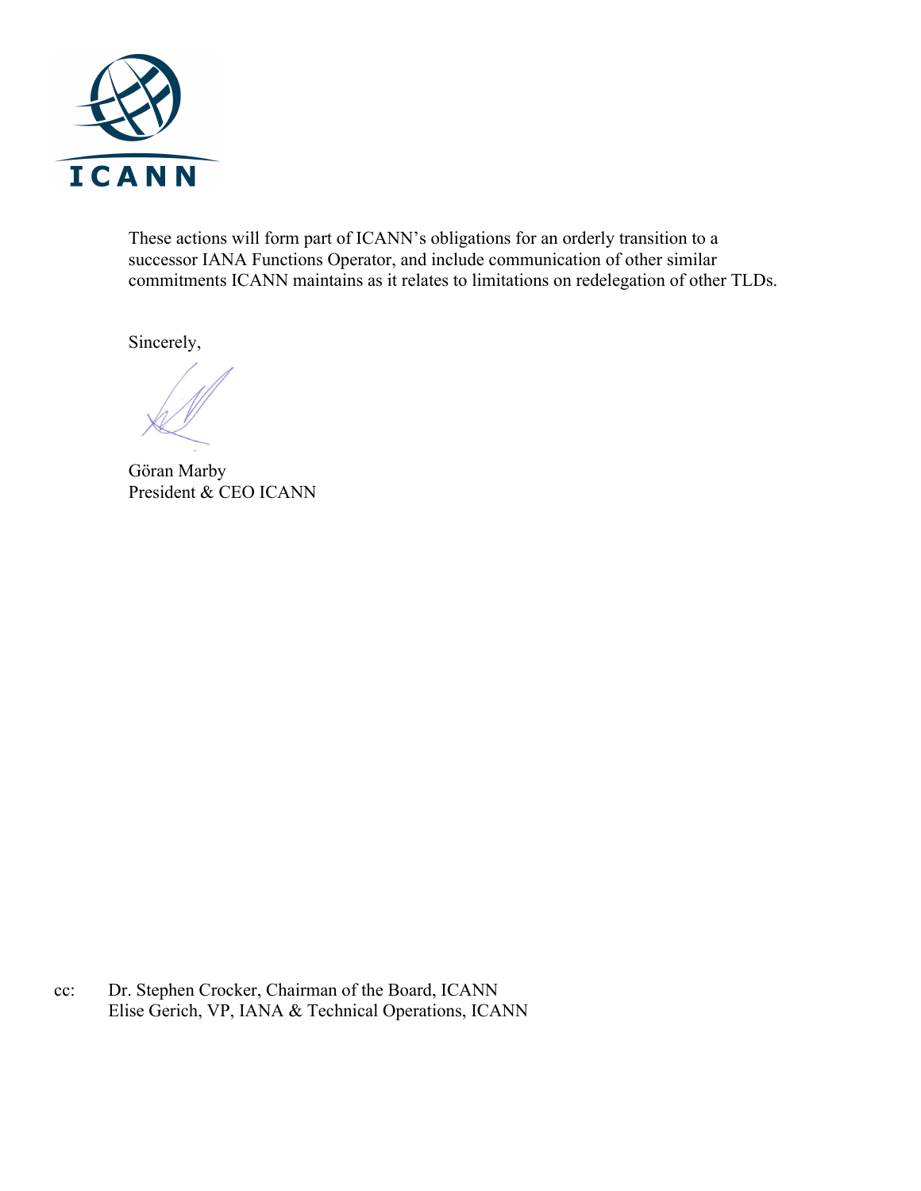These actions will form part of ICANN's obligations for an orderly transition to a successor IANA Functions Operator, and include communication of other similar commitments ICANN maintains as it relates to limitations on redelegation of other TLDs.

Sincerely,

Göran Marby
President & CEO ICANN

cc: Dr. Stephen Crocker, Chairman of the Board, ICANN
Elise Gerich, VP, IANA & Technical Operations, ICANN